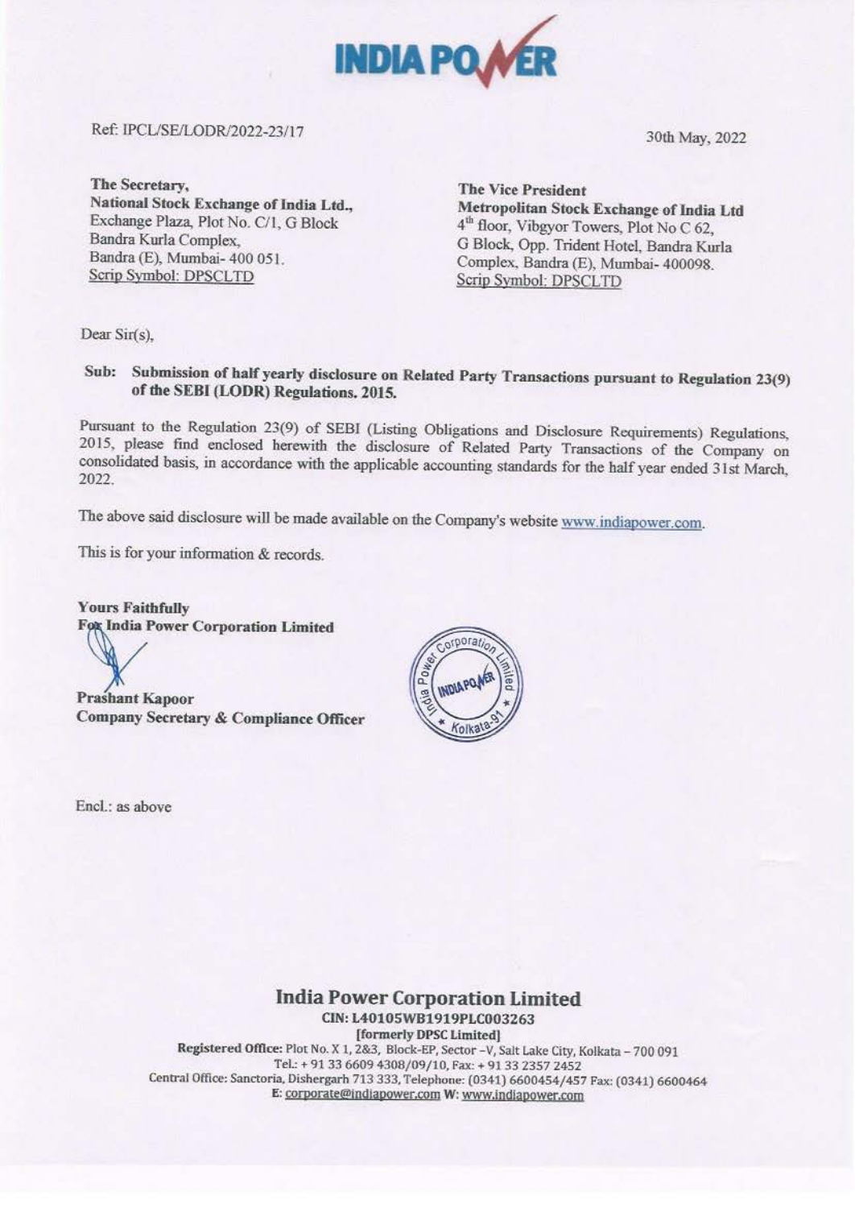Ref: IPCL/SE/LODR/2022-23/17

30th May, 2022

**The Secretary,**
**National Stock Exchange of India Ltd.,**
Exchange Plaza, Plot No. C/1, G Block
Bandra Kurla Complex,
Bandra (E), Mumbai- 400 051.
Scrip Symbol: DPSCLTD

**The Vice President**
**Metropolitan Stock Exchange of India Ltd**
4th floor, Vibgyor Towers, Plot No C 62,
G Block, Opp. Trident Hotel, Bandra Kurla
Complex, Bandra (E), Mumbai- 400098.
Scrip Symbol: DPSCLTD

Dear Sir(s),

**Sub: Submission of half yearly disclosure on Related Party Transactions pursuant to Regulation 23(9) of the SEBI (LODR) Regulations. 2015.**

Pursuant to the Regulation 23(9) of SEBI (Listing Obligations and Disclosure Requirements) Regulations, 2015, please find enclosed herewith the disclosure of Related Party Transactions of the Company on consolidated basis, in accordance with the applicable accounting standards for the half year ended 31st March, 2022.

The above said disclosure will be made available on the Company's website www.indiapower.com.

This is for your information & records.

**Yours Faithfully**
**For India Power Corporation Limited**

**Prashant Kapoor**
**Company Secretary & Compliance Officer**

Encl.: as above

**India Power Corporation Limited**
CIN: L40105WB1919PLC003263
[formerly DPSC Limited]
Registered Office: Plot No. X 1, 2&3, Block-EP, Sector -V, Salt Lake City, Kolkata – 700 091
Tel.: + 91 33 6609 4308/09/10, Fax: + 91 33 2357 2452
Central Office: Sanctoria, Dishergarh 713 333, Telephone: (0341) 6600454/457 Fax: (0341) 6600464
E: corporate@indiapower.com W: www.indiapower.com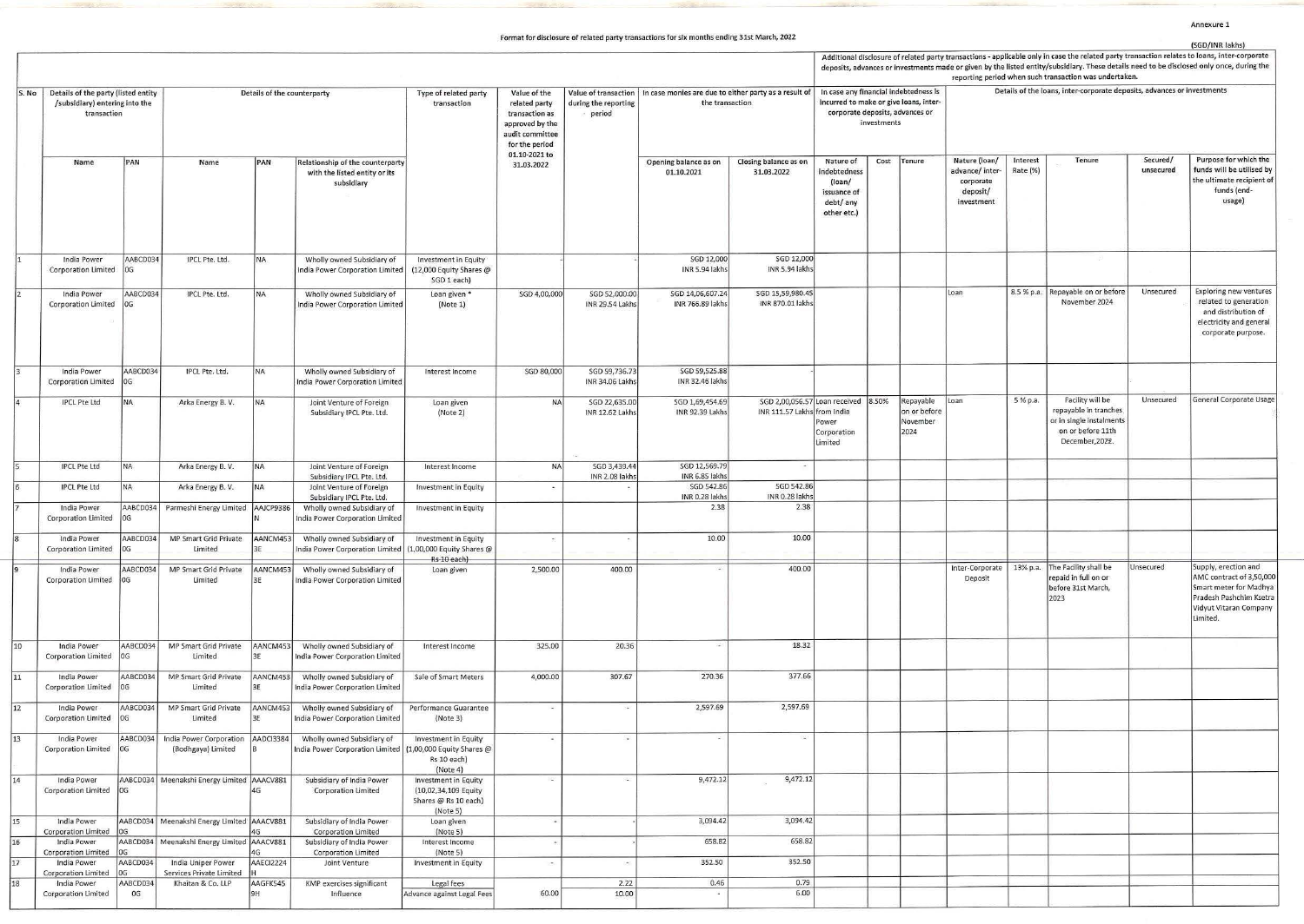Annexure 1

Format for disclosure of related party transactions for six months ending 31st March, 2022

(SGD/INR lakhs)

| S. No | Details of the party (listed entity /subsidiary) entering into the transaction | | Details of the counterparty | | | Type of related party transaction | Value of the related party transaction as approved by the audit committee for the period 01.10-2021 to 31.03.2022 | Value of transaction during the reporting period | In case monies are due to either party as a result of the transaction | | Additional disclosure of related party transactions - applicable only in case the related party transaction relates to loans, inter-corporate deposits, advances or investments made or given by the listed entity/subsidiary. These details need to be disclosed only once, during the reporting period when such transaction was undertaken. In case any financial indebtedness is incurred to make or give loans, inter-corporate deposits, advances or investments | | | Details of the loans, inter-corporate deposits, advances or investments | | | | |
|---|---|---|---|---|---|---|---|---|---|---|---|---|---|---|---|---|---|---|
| | Name | PAN | Name | PAN | Relationship of the counterparty with the listed entity or its subsidiary | | | | Opening balance as on 01.10.2021 | Closing balance as on 31.03.2022 | Nature of indebtedness (loan/ issuance of debt/ any other etc.) | Cost | Tenure | Nature (loan/ advance/ inter-corporate deposit/ investment | Interest Rate (%) | Tenure | Secured/ unsecured | Purpose for which the funds will be utilised by the ultimate recipient of funds (end-usage) |
| 1 | India Power Corporation Limited | AABCD0340G | IPCL Pte. Ltd. | NA | Wholly owned Subsidiary of India Power Corporation Limited | Investment in Equity (12,000 Equity Shares @ SGD 1 each) | - | - | SGD 12,000 INR 5.94 lakhs | SGD 12,000 INR 5.94 lakhs | | | | | | | | |
| 2 | India Power Corporation Limited | AABCD0340G | IPCL Pte. Ltd. | NA | Wholly owned Subsidiary of India Power Corporation Limited | Loan given * (Note 1) | SGD 4,00,000 | SGD 52,000.00 INR 29.54 Lakhs | SGD 14,06,607.24 INR 766.89 lakhs | SGD 15,59,980.45 INR 870.01 lakhs | | | | Loan | 8.5 % p.a. | Repayable on or before November 2024 | Unsecured | Exploring new ventures related to generation and distribution of electricity and general corporate purpose. |
| 3 | India Power Corporation Limited | AABCD0340G | IPCL Pte. Ltd. | NA | Wholly owned Subsidiary of India Power Corporation Limited | Interest Income | SGD 80,000 | SGD 59,736.73 INR 34.06 Lakhs | SGD 59,525.88 INR 32.46 lakhs | | | | | | | | | |
| 4 | IPCL Pte Ltd | NA | Arka Energy B. V. | NA | Joint Venture of Foreign Subsidiary IPCL Pte. Ltd. | Loan given (Note 2) | NA | SGD 22,635.00 INR 12.62 Lakhs | SGD 1,69,454.69 INR 92.39 Lakhs | SGD 2,00,056.57 INR 111.57 Lakhs | Loan received from India Power Corporation Limited | 8.50% | Repayable on or before November 2024 | Loan | 5 % p.a. | Facility will be repayable in tranches or in single instalments on or before 11th December,2028. | Unsecured | General Corporate Usage |
| 5 | IPCL Pte Ltd | NA | Arka Energy B. V. | NA | Joint Venture of Foreign Subsidiary IPCL Pte. Ltd. | Interest Income | NA | SGD 3,439.44 INR 2.08 lakhs | SGD 12,569.79 INR 6.85 lakhs | - | | | | | | | | |
| 6 | IPCL Pte Ltd | NA | Arka Energy B. V. | NA | Joint Venture of Foreign Subsidiary IPCL Pte. Ltd. | Investment in Equity | - | - | SGD 542.86 INR 0.28 lakhs | SGD 542.86 INR 0.28 lakhs | | | | | | | | |
| 7 | India Power Corporation Limited | AABCD0340G | Parmeshi Energy Limited | AAJCP9386N | Wholly owned Subsidiary of India Power Corporation Limited | Investment in Equity | | | 2.38 | 2.38 | | | | | | | | |
| 8 | India Power Corporation Limited | AABCD0340G | MP Smart Grid Private Limited | AANCM4533E | Wholly owned Subsidiary of India Power Corporation Limited | Investment in Equity (1,00,000 Equity Shares @ Rs 10 each) | - | - | 10.00 | 10.00 | | | | | | | | |
| 9 | India Power Corporation Limited | AABCD0340G | MP Smart Grid Private Limited | AANCM4533E | Wholly owned Subsidiary of India Power Corporation Limited | Loan given | 2,500.00 | 400.00 | - | 400.00 | | | | Inter-Corporate Deposit | 13% p.a. | The Facility shall be repaid in full on or before 31st March, 2023 | Unsecured | Supply, erection and AMC contract of 3,50,000 Smart meter for Madhya Pradesh Pashchim Ksetra Vidyut Vitaran Company Limited. |
| 10 | India Power Corporation Limited | AABCD0340G | MP Smart Grid Private Limited | AANCM4533E | Wholly owned Subsidiary of India Power Corporation Limited | Interest Income | 325.00 | 20.36 | - | 18.32 | | | | | | | | |
| 11 | India Power Corporation Limited | AABCD0340G | MP Smart Grid Private Limited | AANCM4533E | Wholly owned Subsidiary of India Power Corporation Limited | Sale of Smart Meters | 4,000.00 | 307.67 | 270.36 | 377.66 | | | | | | | | |
| 12 | India Power Corporation Limited | AABCD0340G | MP Smart Grid Private Limited | AANCM4533E | Wholly owned Subsidiary of India Power Corporation Limited | Performance Guarantee (Note 3) | - | - | 2,597.69 | 2,597.69 | | | | | | | | |
| 13 | India Power Corporation Limited | AABCD0340G | India Power Corporation (Bodhgaya) Limited | AADCI3384B | Wholly owned Subsidiary of India Power Corporation Limited | Investment in Equity (1,00,000 Equity Shares @ Rs 10 each) (Note 4) | - | - | - | - | | | | | | | | |
| 14 | India Power Corporation Limited | AABCD0340G | Meenakshi Energy Limited | AAACV8814G | Subsidiary of India Power Corporation Limited | Investment in Equity (10,02,34,109 Equity Shares @ Rs 10 each) (Note 5) | - | - | 9,472.12 | 9,472.12 | | | | | | | | |
| 15 | India Power Corporation Limited | AABCD0340G | Meenakshi Energy Limited | AAACV8814G | Subsidiary of India Power Corporation Limited | Loan given (Note 5) | - | - | 3,094.42 | 3,094.42 | | | | | | | | |
| 16 | India Power Corporation Limited | AABCD0340G | Meenakshi Energy Limited | AAACV8814G | Subsidiary of India Power Corporation Limited | Interest Income (Note 5) | - | - | 658.82 | 658.82 | | | | | | | | |
| 17 | India Power Corporation Limited | AABCD0340G | India Uniper Power Services Private Limited | AAECI2224H | Joint Venture | Investment in Equity | - | - | 352.50 | 352.50 | | | | | | | | |
| 18 | India Power Corporation Limited | AABCD0340G | Khaitan & Co. LLP | AAGFK5459H | KMP exercises significant Influence | Legal fees | | 2.22 | 0.46 | 0.79 | | | | | | | | |
| | | | | | | Advance against Legal Fees | 60.00 | 10.00 | - | 6.00 | | | | | | | | |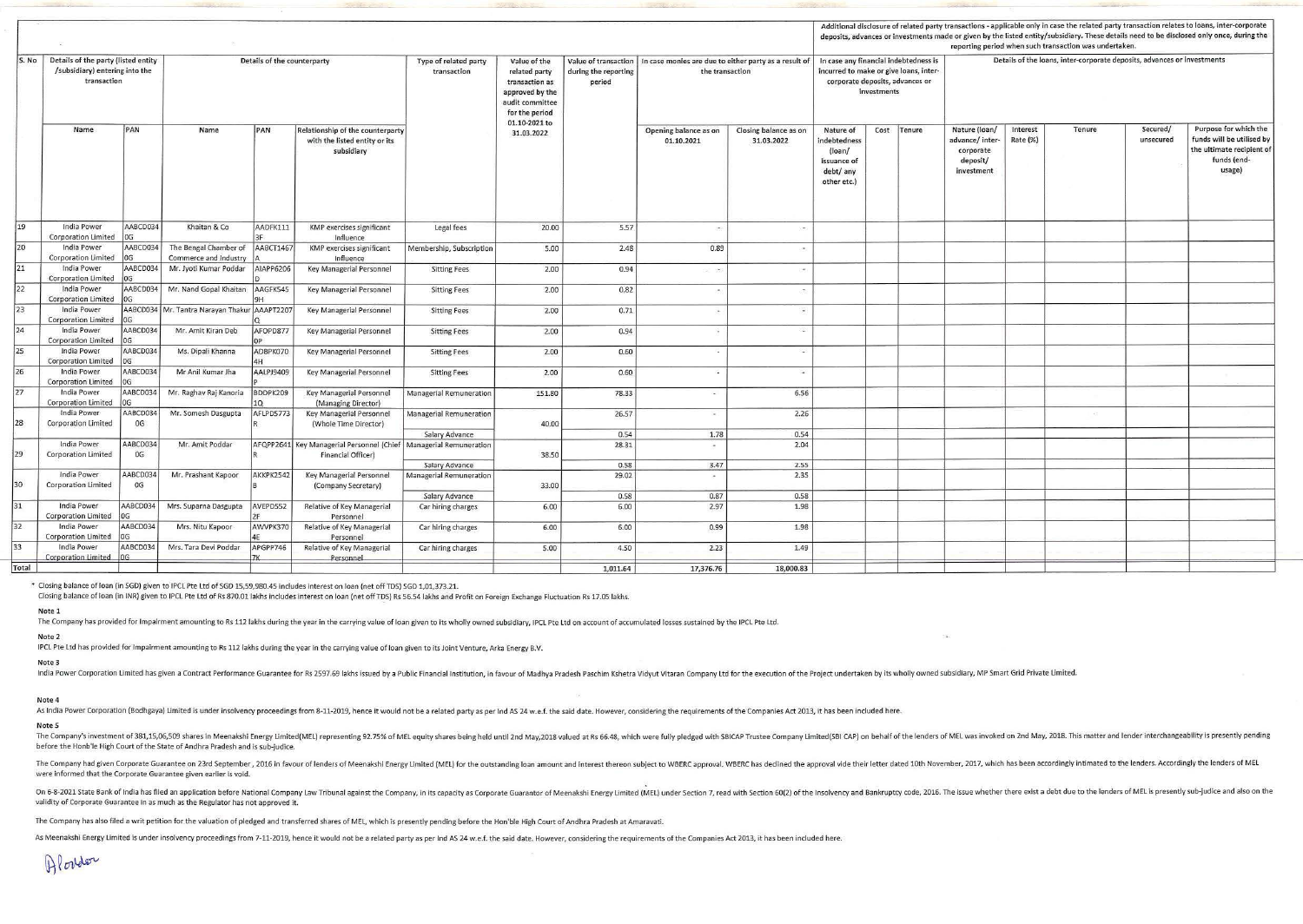| S. No | Details of the party (listed entity /subsidiary) entering into the transaction | | Details of the counterparty | | | Type of related party transaction | Value of the related party transaction as approved by the audit committee for the period 01-10-2021 to 31.03.2022 | Value of transaction during the reporting period | In case monies are due to either party as a result of the transaction | | Additional disclosure of related party transactions - applicable only in case the related party transaction relates to loans, inter-corporate deposits, advances or investments made or given by the listed entity/subsidiary. These details need to be disclosed only once, during the reporting period when such transaction was undertaken. In case any financial indebtedness is incurred to make or give loans, inter-corporate deposits, advances or investments | | | Details of the loans, inter-corporate deposits, advances or investments | | | | |
|---|---|---|---|---|---|---|---|---|---|---|---|---|---|---|---|---|---|---|
| | Name | PAN | Name | PAN | Relationship of the counterparty with the listed entity or its subsidiary | | | | Opening balance as on 01.10.2021 | Closing balance as on 31.03.2022 | Nature of indebtedness (loan/ issuance of debt/ any other etc.) | Cost | Tenure | Nature (loan/ advance/ inter-corporate deposit/ investment | Interest Rate (%) | Tenure | Secured/ unsecured | Purpose for which the funds will be utilised by the ultimate recipient of funds (end-usage) |
| 19 | India Power Corporation Limited | AABCD034 0G | Khaitan & Co | AADFK111 3F | KMP exercises significant influence | Legal fees | 20.00 | 5.57 | - | - | | | | | | | | |
| 20 | India Power Corporation Limited | AABCD034 0G | The Bengal Chamber of Commerce and Industry | AABCT1467 A | KMP exercises significant influence | Membership, Subscription | 5.00 | 2.48 | 0.89 | - | | | | | | | | |
| 21 | India Power Corporation Limited | AABCD034 0G | Mr. Jyoti Kumar Poddar | AIAPP6206 D | Key Managerial Personnel | Sitting Fees | 2.00 | 0.94 | - | - | | | | | | | | |
| 22 | India Power Corporation Limited | AABCD034 0G | Mr. Nand Gopal Khaitan | AAGFK545 9H | Key Managerial Personnel | Sitting Fees | 2.00 | 0.82 | - | - | | | | | | | | |
| 23 | India Power Corporation Limited | AABCD034 0G | Mr. Tantra Narayan Thakur | AAAPT2207 Q | Key Managerial Personnel | Sitting Fees | 2.00 | 0.71 | - | - | | | | | | | | |
| 24 | India Power Corporation Limited | AABCD034 0G | Mr. Amit Kiran Deb | AFOPD877 0P | Key Managerial Personnel | Sitting Fees | 2.00 | 0.94 | - | - | | | | | | | | |
| 25 | India Power Corporation Limited | AABCD034 0G | Ms. Dipali Khanna | ADBPK070 4H | Key Managerial Personnel | Sitting Fees | 2.00 | 0.60 | - | - | | | | | | | | |
| 26 | India Power Corporation Limited | AABCD034 0G | Mr Anil Kumar Jha | AALPJ9409 P | Key Managerial Personnel | Sitting Fees | 2.00 | 0.60 | - | - | | | | | | | | |
| 27 | India Power Corporation Limited | AABCD034 0G | Mr. Raghav Raj Kanoria | BDOPK209 1Q | Key Managerial Personnel (Managing Director) | Managerial Remuneration | 151.80 | 78.33 | - | 6.56 | | | | | | | | |
| 28 | India Power Corporation Limited | AABCD034 0G | Mr. Somesh Dasgupta | AFLPD5773 R | Key Managerial Personnel (Whole Time Director) | Managerial Remuneration | 40.00 | 26.57 | - | 2.26 | | | | | | | | |
| | | | | | | Salary Advance | | 0.54 | 1.78 | 0.54 | | | | | | | | |
| 29 | India Power Corporation Limited | AABCD034 0G | Mr. Amit Poddar | AFQPP2641 R | Key Managerial Personnel (Chief Financial Officer) | Managerial Remuneration | 38.50 | 28.31 | - | 2.04 | | | | | | | | |
| | | | | | | Salary Advance | | 0.58 | 3.47 | 2.55 | | | | | | | | |
| 30 | India Power Corporation Limited | AABCD034 0G | Mr. Prashant Kapoor | AKKPK2542 B | Key Managerial Personnel (Company Secretary) | Managerial Remuneration | 33.00 | 29.02 | - | 2.35 | | | | | | | | |
| | | | | | | Salary Advance | | 0.58 | 0.87 | 0.58 | | | | | | | | |
| 31 | India Power Corporation Limited | AABCD034 0G | Mrs. Suparna Dasgupta | AVEPD552 2F | Relative of Key Managerial Personnel | Car hiring charges | 6.00 | 6.00 | 2.97 | 1.98 | | | | | | | | |
| 32 | India Power Corporation Limited | AABCD034 0G | Mrs. Nitu Kapoor | AWVPK370 4E | Relative of Key Managerial Personnel | Car hiring charges | 6.00 | 6.00 | 0.99 | 1.98 | | | | | | | | |
| 33 | India Power Corporation Limited | AABCD034 0G | Mrs. Tara Devi Poddar | APGPP746 7K | Relative of Key Managerial Personnel | Car hiring charges | 5.00 | 4.50 | 2.23 | 1.49 | | | | | | | | |
| Total | | | | | | | | 1,011.64 | 17,376.76 | 18,000.83 | | | | | | | | |

* Closing balance of loan (in SGD) given to IPCL Pte Ltd of SGD 15,59,980.45 includes interest on loan (net off TDS) SGD 1,01,373.21.
Closing balance of loan (in INR) given to IPCL Pte Ltd of Rs 870.01 lakhs includes interest on loan (net off TDS) Rs 56.54 lakhs and Profit on Foreign Exchange Fluctuation Rs 17.05 lakhs.

**Note 1**

The Company has provided for impairment amounting to Rs 112 lakhs during the year in the carrying value of loan given to its wholly owned subsidiary, IPCL Pte Ltd on account of accumulated losses sustained by the IPCL Pte Ltd.

**Note 2**

IPCL Pte Ltd has provided for impairment amounting to Rs 112 lakhs during the year in the carrying value of loan given to its Joint Venture, Arka Energy B.V.

**Note 3**

India Power Corporation Limited has given a Contract Performance Guarantee for Rs 2597.69 lakhs issued by a Public Financial Institution, in favour of Madhya Pradesh Paschim Kshetra Vidyut Vitaran Company Ltd for the execution of the Project undertaken by its wholly owned subsidiary, MP Smart Grid Private Limited.

**Note 4**

As India Power Corporation (Bodhgaya) Limited is under insolvency proceedings from 8-11-2019, hence it would not be a related party as per Ind AS 24 w.e.f. the said date. However, considering the requirements of the Companies Act 2013, it has been included here.

**Note 5**

The Company's investment of 381,15,06,509 shares in Meenakshi Energy Limited(MEL) representing 92.75% of MEL equity shares being held until 2nd May,2018 valued at Rs 66.48, which were fully pledged with SBICAP Trustee Company Limited(SBI CAP) on behalf of the lenders of MEL was invoked on 2nd May, 2018. This matter and lender interchangeability is presently pending before the Honb'le High Court of the State of Andhra Pradesh and is sub-judice.

The Company had given Corporate Guarantee on 23rd September , 2016 in favour of lenders of Meenakshi Energy Limited (MEL) for the outstanding loan amount and interest thereon subject to WBERC approval. WBERC has declined the approval vide their letter dated 10th November, 2017, which has been accordingly intimated to the lenders. Accordingly the lenders of MEL were informed that the Corporate Guarantee given earlier is void.

On 6-8-2021 State Bank of India has filed an application before National Company Law Tribunal against the Company, in its capacity as Corporate Guarantor of Meenakshi Energy Limited (MEL) under Section 7, read with Section 60(2) of the Insolvency and Bankruptcy code, 2016. The issue whether there exist a debt due to the lenders of MEL is presently sub-judice and also on the validity of Corporate Guarantee in as much as the Regulator has not approved it.

The Company has also filed a writ petition for the valuation of pledged and transferred shares of MEL, which is presently pending before the Hon'ble High Court of Andhra Pradesh at Amaravati.

As Meenakshi Energy Limited is under insolvency proceedings from 7-11-2019, hence it would not be a related party as per Ind AS 24 w.e.f. the said date. However, considering the requirements of the Companies Act 2013, it has been included here.

APoddar